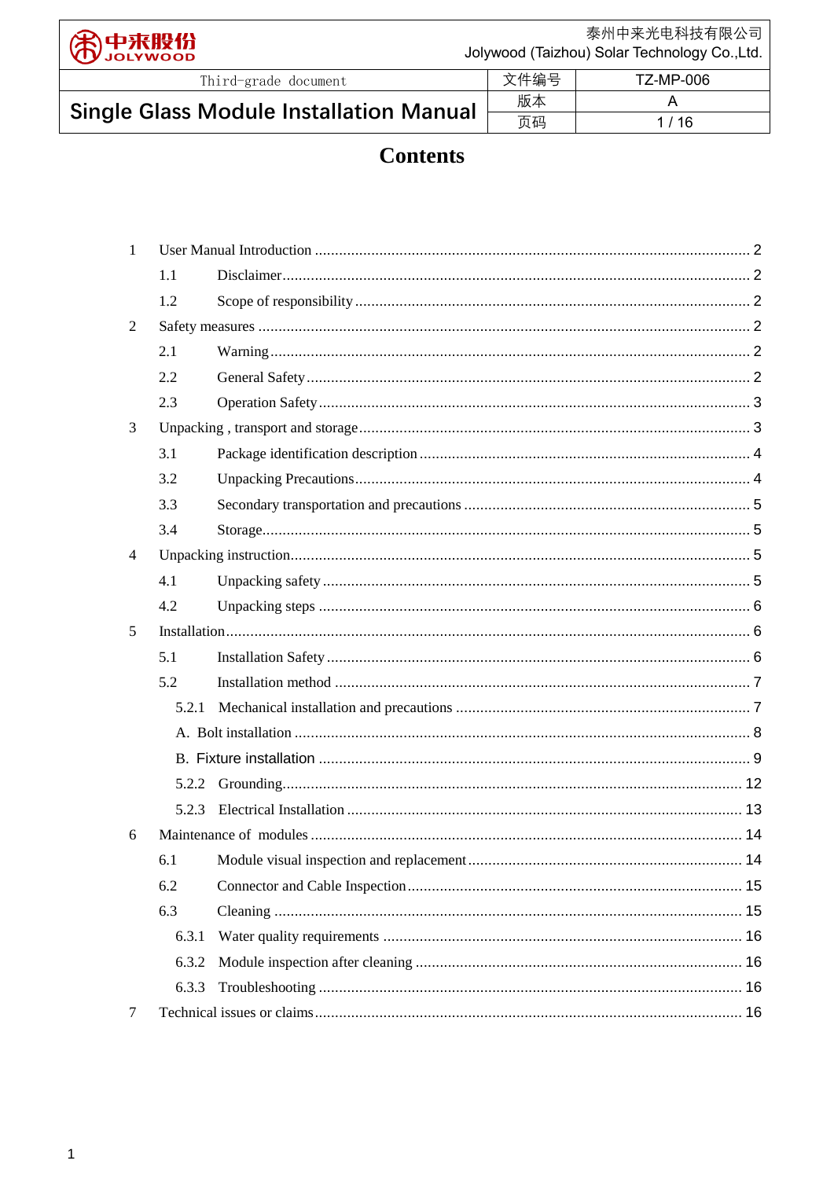# Contents

| | | |
|---|---|---|
| 1 | User Manual Introduction | 2 |
| 1.1 | Disclaimer | 2 |
| 1.2 | Scope of responsibility | 2 |
| 2 | Safety measures | 2 |
| 2.1 | Warning | 2 |
| 2.2 | General Safety | 2 |
| 2.3 | Operation Safety | 3 |
| 3 | Unpacking , transport and storage | 3 |
| 3.1 | Package identification description | 4 |
| 3.2 | Unpacking Precautions | 4 |
| 3.3 | Secondary transportation and precautions | 5 |
| 3.4 | Storage | 5 |
| 4 | Unpacking instruction | 5 |
| 4.1 | Unpacking safety | 5 |
| 4.2 | Unpacking steps | 6 |
| 5 | Installation | 6 |
| 5.1 | Installation Safety | 6 |
| 5.2 | Installation method | 7 |
| 5.2.1 | Mechanical installation and precautions | 7 |
| A. | Bolt installation | 8 |
| B. | Fixture installation | 9 |
| 5.2.2 | Grounding | 12 |
| 5.2.3 | Electrical Installation | 13 |
| 6 | Maintenance of modules | 14 |
| 6.1 | Module visual inspection and replacement | 14 |
| 6.2 | Connector and Cable Inspection | 15 |
| 6.3 | Cleaning | 15 |
| 6.3.1 | Water quality requirements | 16 |
| 6.3.2 | Module inspection after cleaning | 16 |
| 6.3.3 | Troubleshooting | 16 |
| 7 | Technical issues or claims | 16 |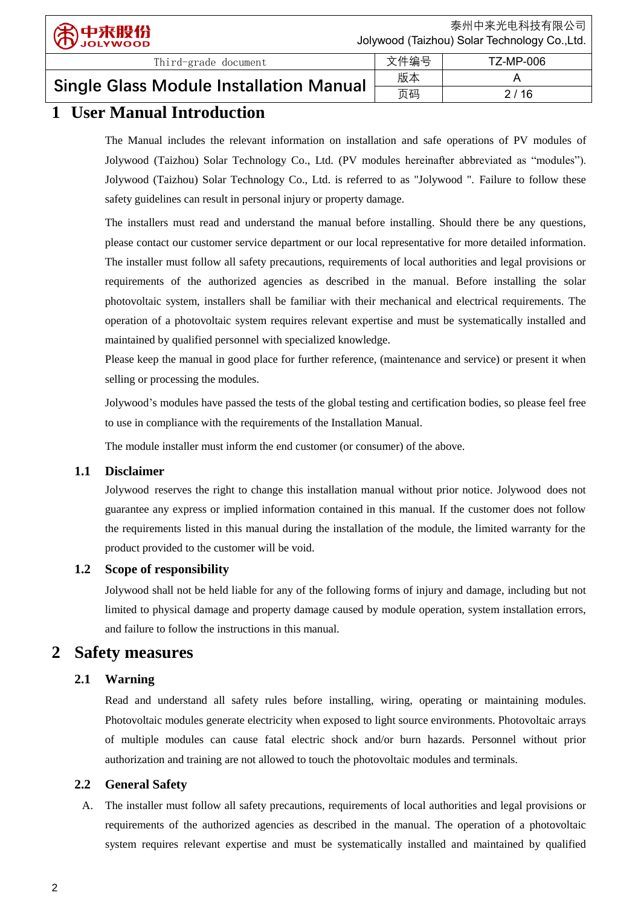# 1 User Manual Introduction

The Manual includes the relevant information on installation and safe operations of PV modules of Jolywood (Taizhou) Solar Technology Co., Ltd. (PV modules hereinafter abbreviated as "modules"). Jolywood (Taizhou) Solar Technology Co., Ltd. is referred to as "Jolywood ". Failure to follow these safety guidelines can result in personal injury or property damage.

The installers must read and understand the manual before installing. Should there be any questions, please contact our customer service department or our local representative for more detailed information. The installer must follow all safety precautions, requirements of local authorities and legal provisions or requirements of the authorized agencies as described in the manual. Before installing the solar photovoltaic system, installers shall be familiar with their mechanical and electrical requirements. The operation of a photovoltaic system requires relevant expertise and must be systematically installed and maintained by qualified personnel with specialized knowledge.

Please keep the manual in good place for further reference, (maintenance and service) or present it when selling or processing the modules.

Jolywood's modules have passed the tests of the global testing and certification bodies, so please feel free to use in compliance with the requirements of the Installation Manual.

The module installer must inform the end customer (or consumer) of the above.

## 1.1 Disclaimer

Jolywood reserves the right to change this installation manual without prior notice. Jolywood does not guarantee any express or implied information contained in this manual. If the customer does not follow the requirements listed in this manual during the installation of the module, the limited warranty for the product provided to the customer will be void.

## 1.2 Scope of responsibility

Jolywood shall not be held liable for any of the following forms of injury and damage, including but not limited to physical damage and property damage caused by module operation, system installation errors, and failure to follow the instructions in this manual.

# 2 Safety measures

## 2.1 Warning

Read and understand all safety rules before installing, wiring, operating or maintaining modules. Photovoltaic modules generate electricity when exposed to light source environments. Photovoltaic arrays of multiple modules can cause fatal electric shock and/or burn hazards. Personnel without prior authorization and training are not allowed to touch the photovoltaic modules and terminals.

## 2.2 General Safety

A. The installer must follow all safety precautions, requirements of local authorities and legal provisions or requirements of the authorized agencies as described in the manual. The operation of a photovoltaic system requires relevant expertise and must be systematically installed and maintained by qualified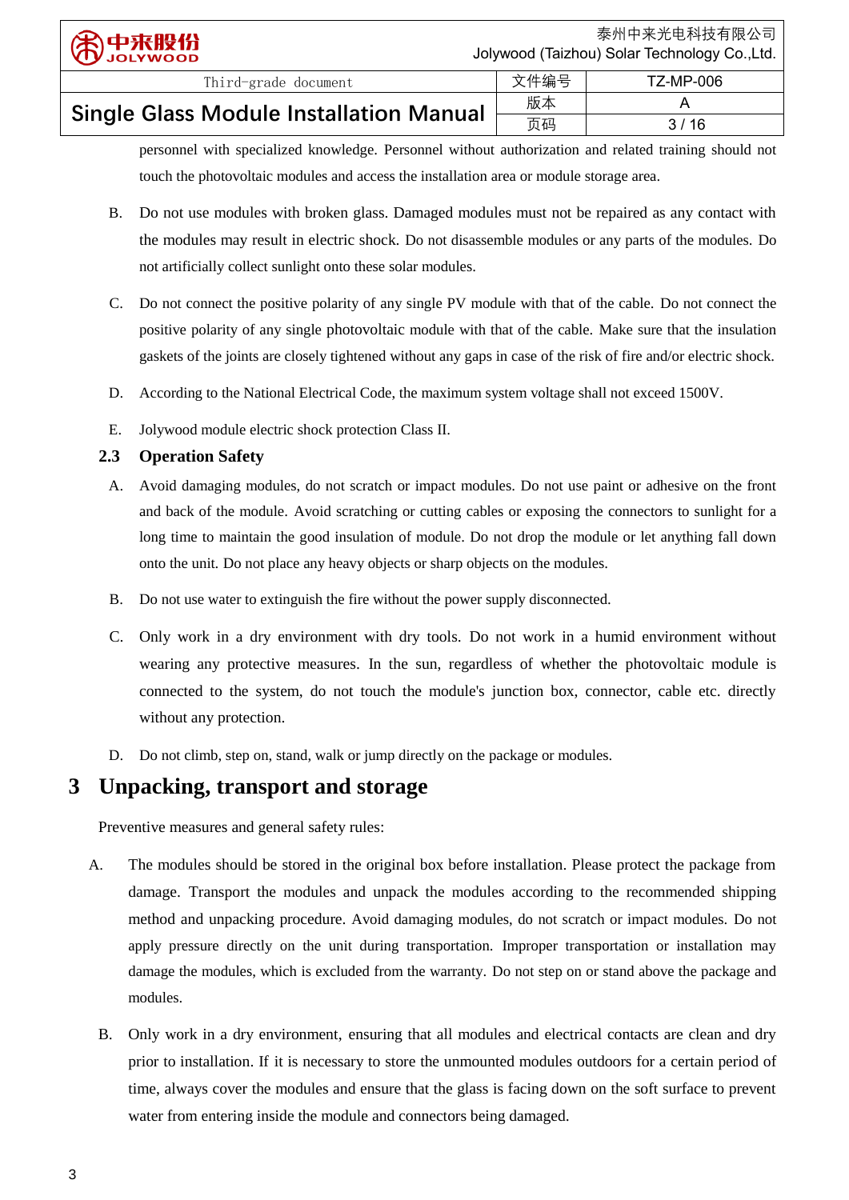personnel with specialized knowledge. Personnel without authorization and related training should not touch the photovoltaic modules and access the installation area or module storage area.

B. Do not use modules with broken glass. Damaged modules must not be repaired as any contact with the modules may result in electric shock. Do not disassemble modules or any parts of the modules. Do not artificially collect sunlight onto these solar modules.

C. Do not connect the positive polarity of any single PV module with that of the cable. Do not connect the positive polarity of any single photovoltaic module with that of the cable. Make sure that the insulation gaskets of the joints are closely tightened without any gaps in case of the risk of fire and/or electric shock.

D. According to the National Electrical Code, the maximum system voltage shall not exceed 1500V.

E. Jolywood module electric shock protection Class II.

### 2.3 Operation Safety

A. Avoid damaging modules, do not scratch or impact modules. Do not use paint or adhesive on the front and back of the module. Avoid scratching or cutting cables or exposing the connectors to sunlight for a long time to maintain the good insulation of module. Do not drop the module or let anything fall down onto the unit. Do not place any heavy objects or sharp objects on the modules.

B. Do not use water to extinguish the fire without the power supply disconnected.

C. Only work in a dry environment with dry tools. Do not work in a humid environment without wearing any protective measures. In the sun, regardless of whether the photovoltaic module is connected to the system, do not touch the module's junction box, connector, cable etc. directly without any protection.

D. Do not climb, step on, stand, walk or jump directly on the package or modules.

## 3 Unpacking, transport and storage

Preventive measures and general safety rules:

A. The modules should be stored in the original box before installation. Please protect the package from damage. Transport the modules and unpack the modules according to the recommended shipping method and unpacking procedure. Avoid damaging modules, do not scratch or impact modules. Do not apply pressure directly on the unit during transportation. Improper transportation or installation may damage the modules, which is excluded from the warranty. Do not step on or stand above the package and modules.

B. Only work in a dry environment, ensuring that all modules and electrical contacts are clean and dry prior to installation. If it is necessary to store the unmounted modules outdoors for a certain period of time, always cover the modules and ensure that the glass is facing down on the soft surface to prevent water from entering inside the module and connectors being damaged.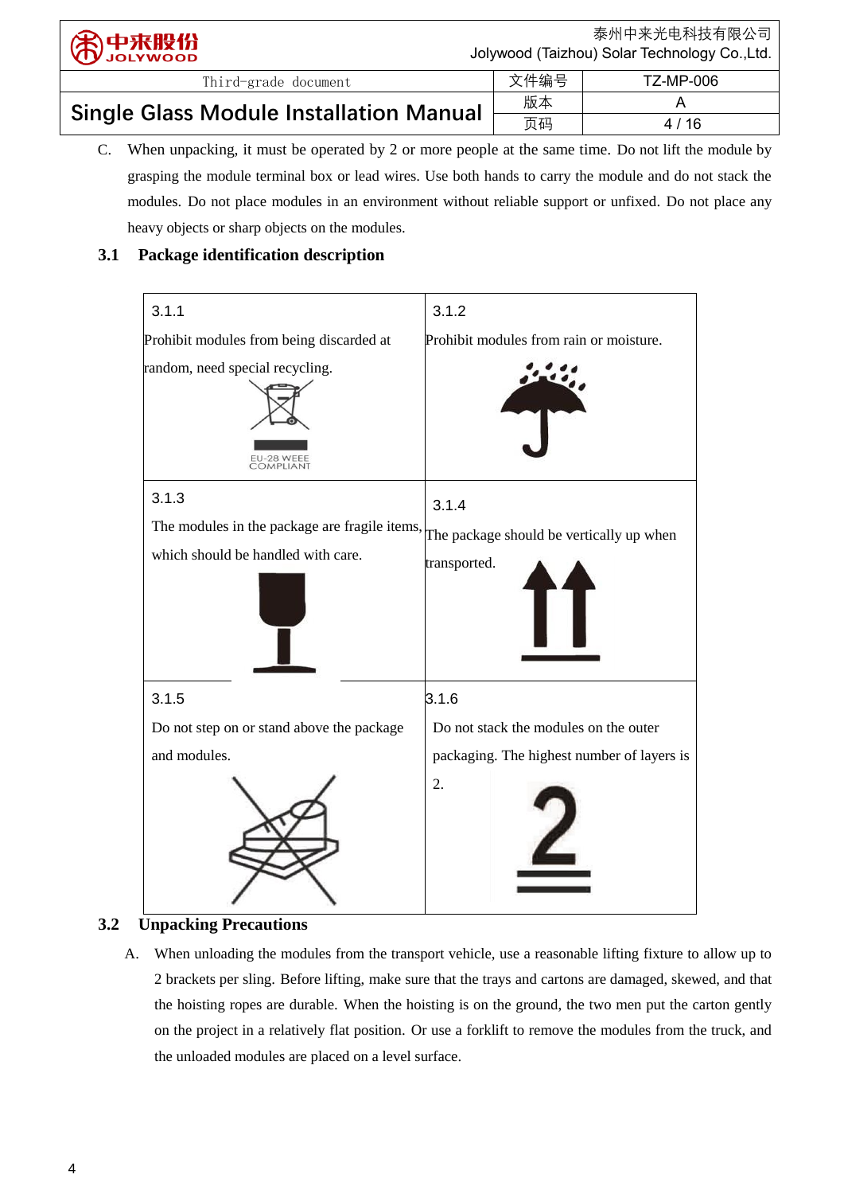C. When unpacking, it must be operated by 2 or more people at the same time. Do not lift the module by grasping the module terminal box or lead wires. Use both hands to carry the module and do not stack the modules. Do not place modules in an environment without reliable support or unfixed. Do not place any heavy objects or sharp objects on the modules.

### 3.1 Package identification description

| 3.1.1 Prohibit modules from being discarded at random, need special recycling. | 3.1.2 Prohibit modules from rain or moisture. |
|---|---|
| 3.1.3 The modules in the package are fragile items, which should be handled with care. | 3.1.4 The package should be vertically up when transported. |
| 3.1.5 Do not step on or stand above the package and modules. | 3.1.6 Do not stack the modules on the outer packaging. The highest number of layers is 2. |

### 3.2 Unpacking Precautions

A. When unloading the modules from the transport vehicle, use a reasonable lifting fixture to allow up to 2 brackets per sling. Before lifting, make sure that the trays and cartons are damaged, skewed, and that the hoisting ropes are durable. When the hoisting is on the ground, the two men put the carton gently on the project in a relatively flat position. Or use a forklift to remove the modules from the truck, and the unloaded modules are placed on a level surface.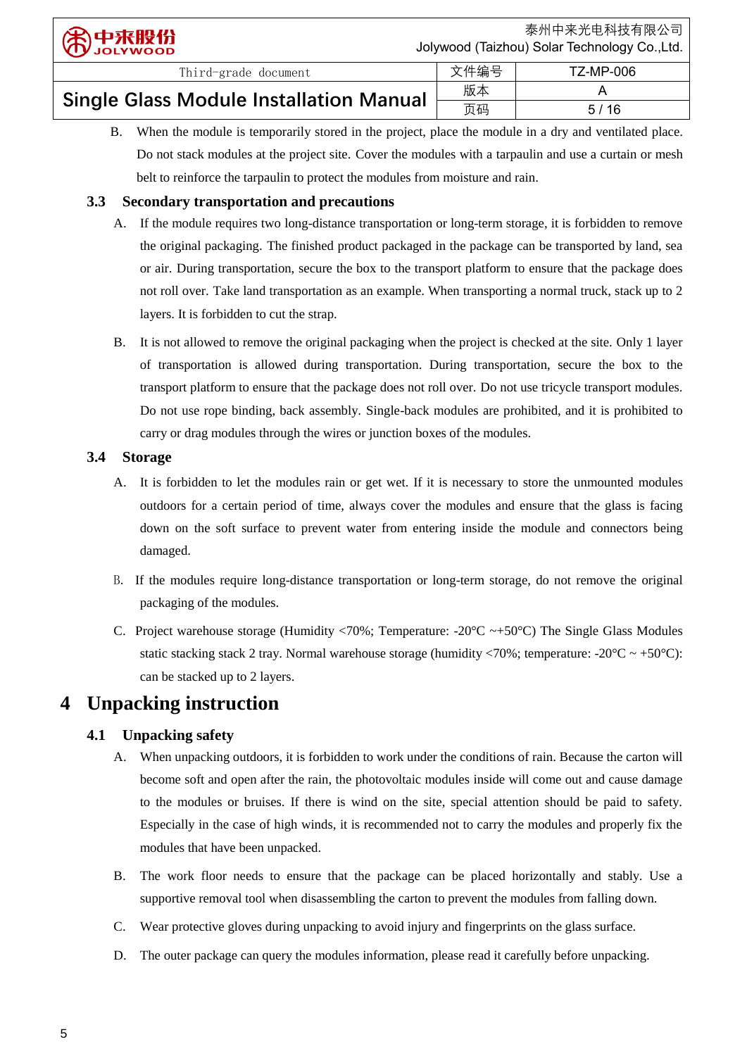B. When the module is temporarily stored in the project, place the module in a dry and ventilated place. Do not stack modules at the project site. Cover the modules with a tarpaulin and use a curtain or mesh belt to reinforce the tarpaulin to protect the modules from moisture and rain.

### 3.3 Secondary transportation and precautions

A. If the module requires two long-distance transportation or long-term storage, it is forbidden to remove the original packaging. The finished product packaged in the package can be transported by land, sea or air. During transportation, secure the box to the transport platform to ensure that the package does not roll over. Take land transportation as an example. When transporting a normal truck, stack up to 2 layers. It is forbidden to cut the strap.

B. It is not allowed to remove the original packaging when the project is checked at the site. Only 1 layer of transportation is allowed during transportation. During transportation, secure the box to the transport platform to ensure that the package does not roll over. Do not use tricycle transport modules. Do not use rope binding, back assembly. Single-back modules are prohibited, and it is prohibited to carry or drag modules through the wires or junction boxes of the modules.

### 3.4 Storage

A. It is forbidden to let the modules rain or get wet. If it is necessary to store the unmounted modules outdoors for a certain period of time, always cover the modules and ensure that the glass is facing down on the soft surface to prevent water from entering inside the module and connectors being damaged.

B. If the modules require long-distance transportation or long-term storage, do not remove the original packaging of the modules.

C. Project warehouse storage (Humidity <70%; Temperature: -20°C ~+50°C) The Single Glass Modules static stacking stack 2 tray. Normal warehouse storage (humidity <70%; temperature: -20°C ~ +50°C): can be stacked up to 2 layers.

## 4 Unpacking instruction

### 4.1 Unpacking safety

A. When unpacking outdoors, it is forbidden to work under the conditions of rain. Because the carton will become soft and open after the rain, the photovoltaic modules inside will come out and cause damage to the modules or bruises. If there is wind on the site, special attention should be paid to safety. Especially in the case of high winds, it is recommended not to carry the modules and properly fix the modules that have been unpacked.

B. The work floor needs to ensure that the package can be placed horizontally and stably. Use a supportive removal tool when disassembling the carton to prevent the modules from falling down.

C. Wear protective gloves during unpacking to avoid injury and fingerprints on the glass surface.

D. The outer package can query the modules information, please read it carefully before unpacking.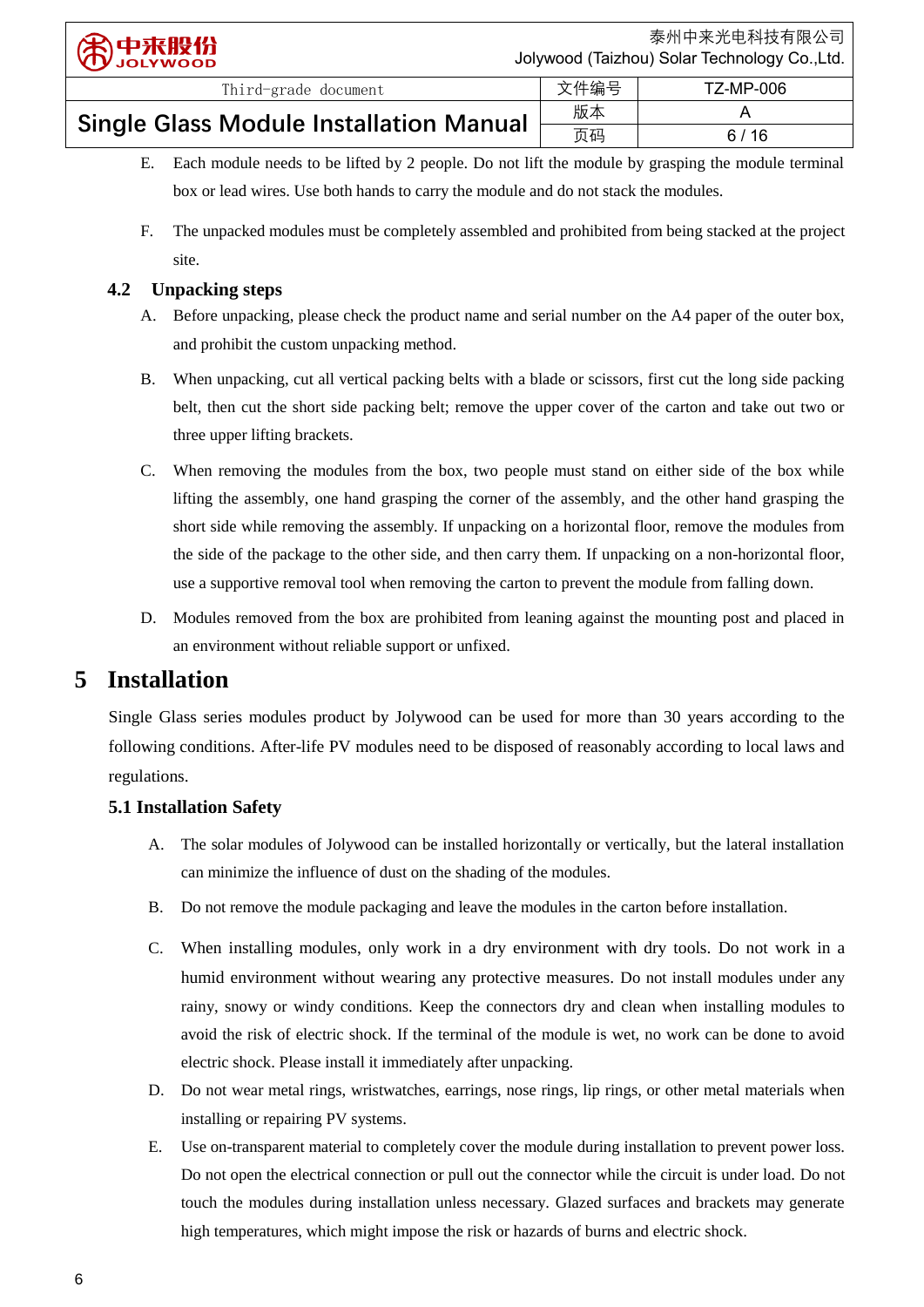E. Each module needs to be lifted by 2 people. Do not lift the module by grasping the module terminal box or lead wires. Use both hands to carry the module and do not stack the modules.

F. The unpacked modules must be completely assembled and prohibited from being stacked at the project site.

### 4.2 Unpacking steps

A. Before unpacking, please check the product name and serial number on the A4 paper of the outer box, and prohibit the custom unpacking method.

B. When unpacking, cut all vertical packing belts with a blade or scissors, first cut the long side packing belt, then cut the short side packing belt; remove the upper cover of the carton and take out two or three upper lifting brackets.

C. When removing the modules from the box, two people must stand on either side of the box while lifting the assembly, one hand grasping the corner of the assembly, and the other hand grasping the short side while removing the assembly. If unpacking on a horizontal floor, remove the modules from the side of the package to the other side, and then carry them. If unpacking on a non-horizontal floor, use a supportive removal tool when removing the carton to prevent the module from falling down.

D. Modules removed from the box are prohibited from leaning against the mounting post and placed in an environment without reliable support or unfixed.

# 5 Installation

Single Glass series modules product by Jolywood can be used for more than 30 years according to the following conditions. After-life PV modules need to be disposed of reasonably according to local laws and regulations.

### 5.1 Installation Safety

A. The solar modules of Jolywood can be installed horizontally or vertically, but the lateral installation can minimize the influence of dust on the shading of the modules.

B. Do not remove the module packaging and leave the modules in the carton before installation.

C. When installing modules, only work in a dry environment with dry tools. Do not work in a humid environment without wearing any protective measures. Do not install modules under any rainy, snowy or windy conditions. Keep the connectors dry and clean when installing modules to avoid the risk of electric shock. If the terminal of the module is wet, no work can be done to avoid electric shock. Please install it immediately after unpacking.

D. Do not wear metal rings, wristwatches, earrings, nose rings, lip rings, or other metal materials when installing or repairing PV systems.

E. Use on-transparent material to completely cover the module during installation to prevent power loss. Do not open the electrical connection or pull out the connector while the circuit is under load. Do not touch the modules during installation unless necessary. Glazed surfaces and brackets may generate high temperatures, which might impose the risk or hazards of burns and electric shock.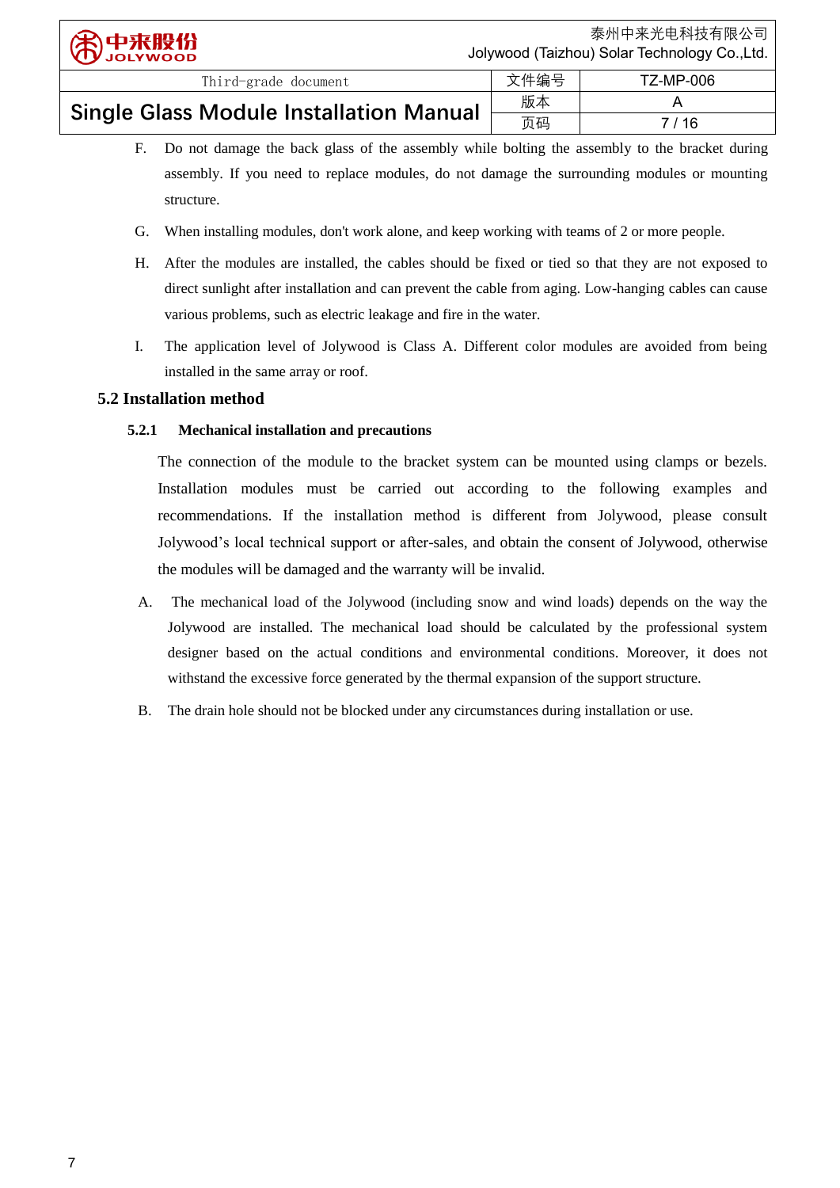F. Do not damage the back glass of the assembly while bolting the assembly to the bracket during assembly. If you need to replace modules, do not damage the surrounding modules or mounting structure.

G. When installing modules, don't work alone, and keep working with teams of 2 or more people.

H. After the modules are installed, the cables should be fixed or tied so that they are not exposed to direct sunlight after installation and can prevent the cable from aging. Low-hanging cables can cause various problems, such as electric leakage and fire in the water.

I. The application level of Jolywood is Class A. Different color modules are avoided from being installed in the same array or roof.

## 5.2 Installation method

### 5.2.1 Mechanical installation and precautions

The connection of the module to the bracket system can be mounted using clamps or bezels. Installation modules must be carried out according to the following examples and recommendations. If the installation method is different from Jolywood, please consult Jolywood's local technical support or after-sales, and obtain the consent of Jolywood, otherwise the modules will be damaged and the warranty will be invalid.

A. The mechanical load of the Jolywood (including snow and wind loads) depends on the way the Jolywood are installed. The mechanical load should be calculated by the professional system designer based on the actual conditions and environmental conditions. Moreover, it does not withstand the excessive force generated by the thermal expansion of the support structure.

B. The drain hole should not be blocked under any circumstances during installation or use.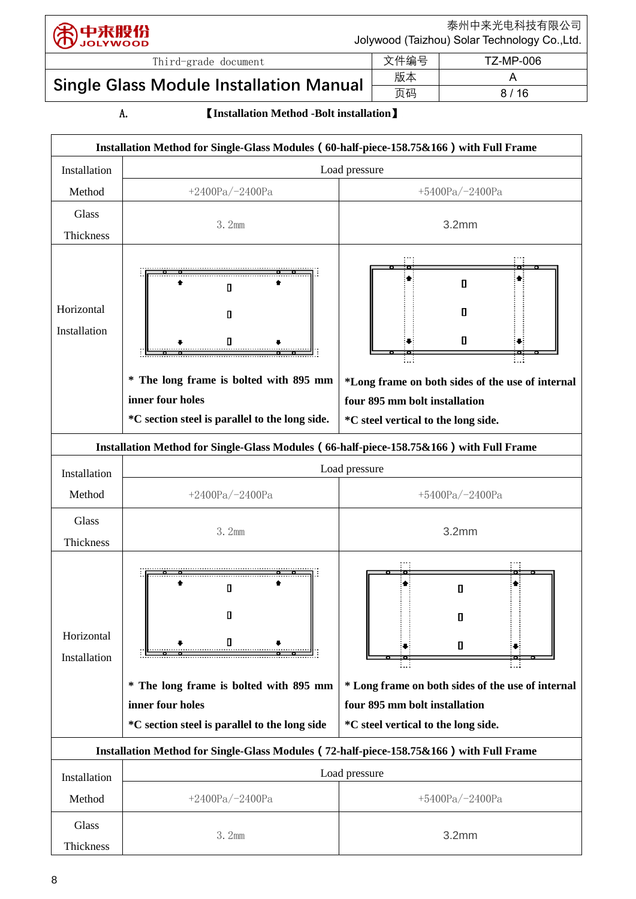A. 【Installation Method -Bolt installation】

| Installation Method for Single-Glass Modules ( 60-half-piece-158.75&166 ) with Full Frame | | |
|---|---|---|
| Installation Method | Load pressure | |
| | +2400Pa/-2400Pa | +5400Pa/-2400Pa |
| Glass Thickness | 3. 2mm | 3.2mm |
| Horizontal Installation | * The long frame is bolted with 895 mm inner four holes<br>*C section steel is parallel to the long side. | *Long frame on both sides of the use of internal four 895 mm bolt installation<br>*C steel vertical to the long side. |
| Installation Method for Single-Glass Modules ( 66-half-piece-158.75&166 ) with Full Frame | | |
| Installation Method | Load pressure | |
| | +2400Pa/-2400Pa | +5400Pa/-2400Pa |
| Glass Thickness | 3. 2mm | 3.2mm |
| Horizontal Installation | * The long frame is bolted with 895 mm inner four holes<br>*C section steel is parallel to the long side | * Long frame on both sides of the use of internal four 895 mm bolt installation<br>*C steel vertical to the long side. |
| Installation Method for Single-Glass Modules ( 72-half-piece-158.75&166 ) with Full Frame | | |
| Installation Method | Load pressure | |
| | +2400Pa/-2400Pa | +5400Pa/-2400Pa |
| Glass Thickness | 3. 2mm | 3.2mm |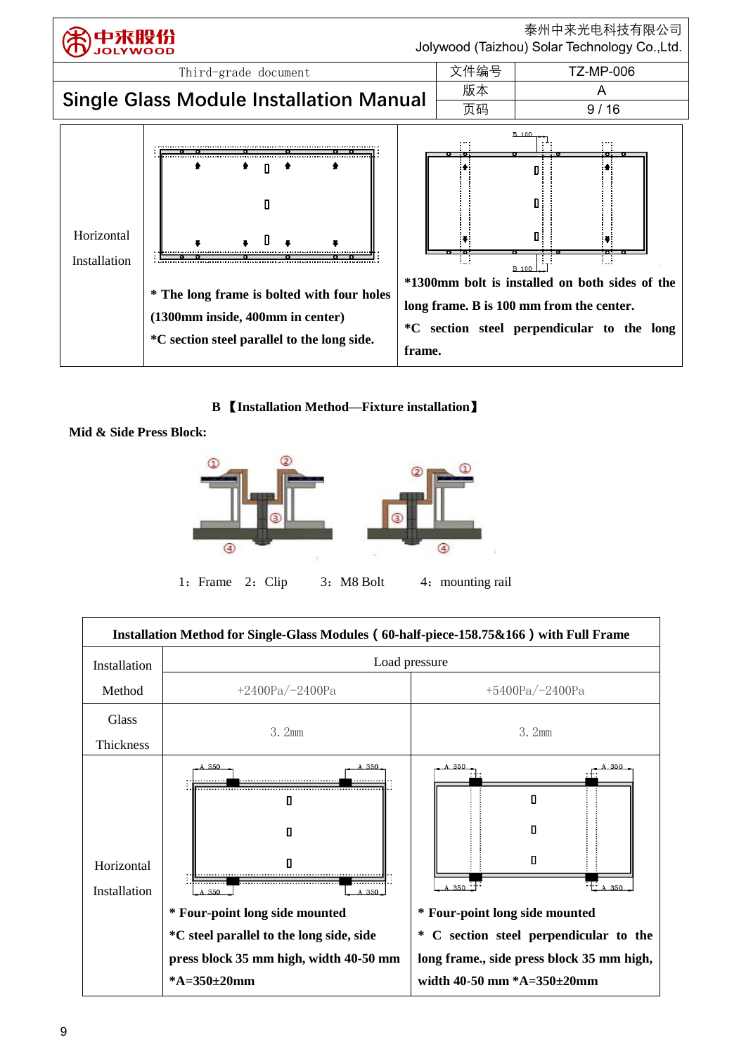| Horizontal Installation | * The long frame is bolted with four holes (1300mm inside, 400mm in center)<br>*C section steel parallel to the long side. | *1300mm bolt is installed on both sides of the long frame. B is 100 mm from the center.<br>*C section steel perpendicular to the long frame. |
|---|---|---|

B 【Installation Method—Fixture installation】

**Mid & Side Press Block:**

1: Frame 2: Clip 3: M8 Bolt 4: mounting rail

| Installation Method for Single-Glass Modules ( 60-half-piece-158.75&166 ) with Full Frame | | |
|---|---|---|
| Installation Method | Load pressure | |
| | +2400Pa/-2400Pa | +5400Pa/-2400Pa |
| Glass Thickness | 3.2mm | 3.2mm |
| Horizontal Installation | * Four-point long side mounted<br>*C steel parallel to the long side, side press block 35 mm high, width 40-50 mm<br>*A=350±20mm | * Four-point long side mounted<br>* C section steel perpendicular to the long frame., side press block 35 mm high, width 40-50 mm *A=350±20mm |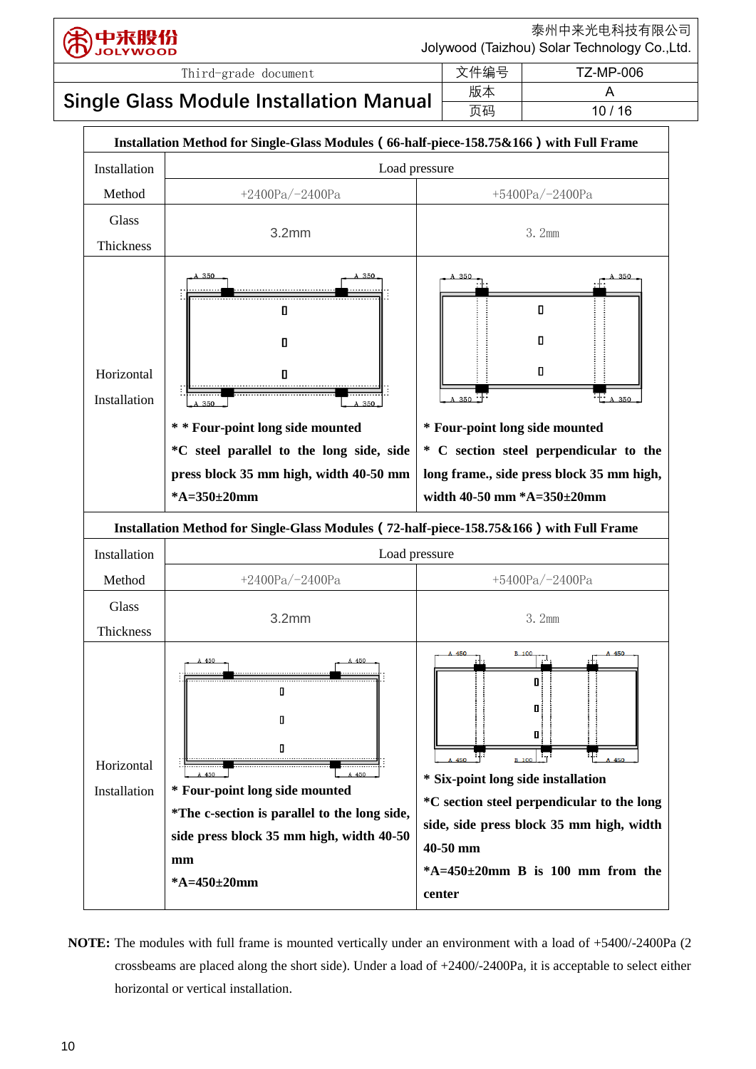**Installation Method for Single-Glass Modules（66-half-piece-158.75&166）with Full Frame**

| Installation Method | Load pressure | |
|---|---|---|
| | +2400Pa/-2400Pa | +5400Pa/-2400Pa |
| Glass Thickness | 3.2mm | 3. 2mm |
| Horizontal Installation | * * **Four-point long side mounted** **\*C steel parallel to the long side, side press block 35 mm high, width 40-50 mm** **\*A=350±20mm** | **\* Four-point long side mounted** **\* C section steel perpendicular to the long frame., side press block 35 mm high, width 40-50 mm \*A=350±20mm** |

**Installation Method for Single-Glass Modules（72-half-piece-158.75&166）with Full Frame**

| Installation Method | Load pressure | |
|---|---|---|
| | +2400Pa/-2400Pa | +5400Pa/-2400Pa |
| Glass Thickness | 3.2mm | 3. 2mm |
| Horizontal Installation | **\* Four-point long side mounted** **\*The c-section is parallel to the long side, side press block 35 mm high, width 40-50 mm** **\*A=450±20mm** | **\* Six-point long side installation** **\*C section steel perpendicular to the long side, side press block 35 mm high, width 40-50 mm** **\*A=450±20mm B is 100 mm from the center** |

**NOTE:** The modules with full frame is mounted vertically under an environment with a load of +5400/-2400Pa (2 crossbeams are placed along the short side). Under a load of +2400/-2400Pa, it is acceptable to select either horizontal or vertical installation.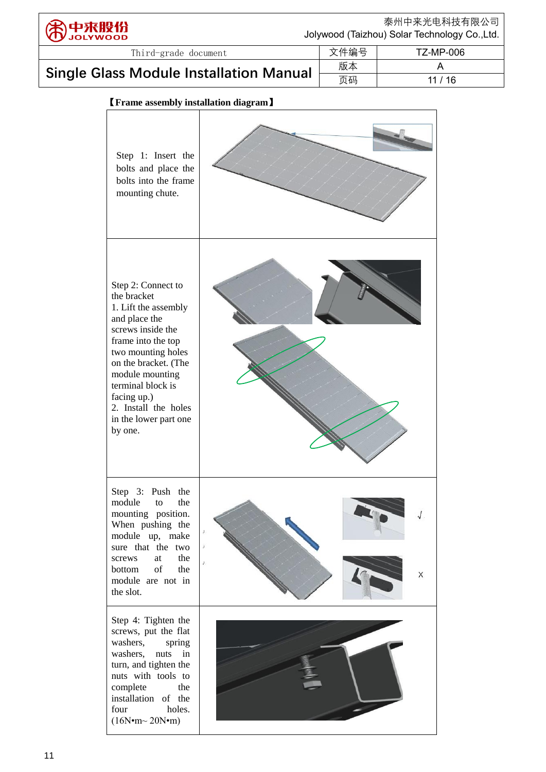**【Frame assembly installation diagram】**

| | |
|---|---|
| Step 1: Insert the bolts and place the bolts into the frame mounting chute. | |
| Step 2: Connect to the bracket<br>1. Lift the assembly and place the screws inside the frame into the top two mounting holes on the bracket. (The module mounting terminal block is facing up.)<br>2. Install the holes in the lower part one by one. | |
| Step 3: Push the module to the mounting position. When pushing the module up, make sure that the two screws at the bottom of the module are not in the slot. | √<br>X |
| Step 4: Tighten the screws, put the flat washers, spring washers, nuts in turn, and tighten the nuts with tools to complete the installation of the four holes. (16N•m~ 20N•m) | |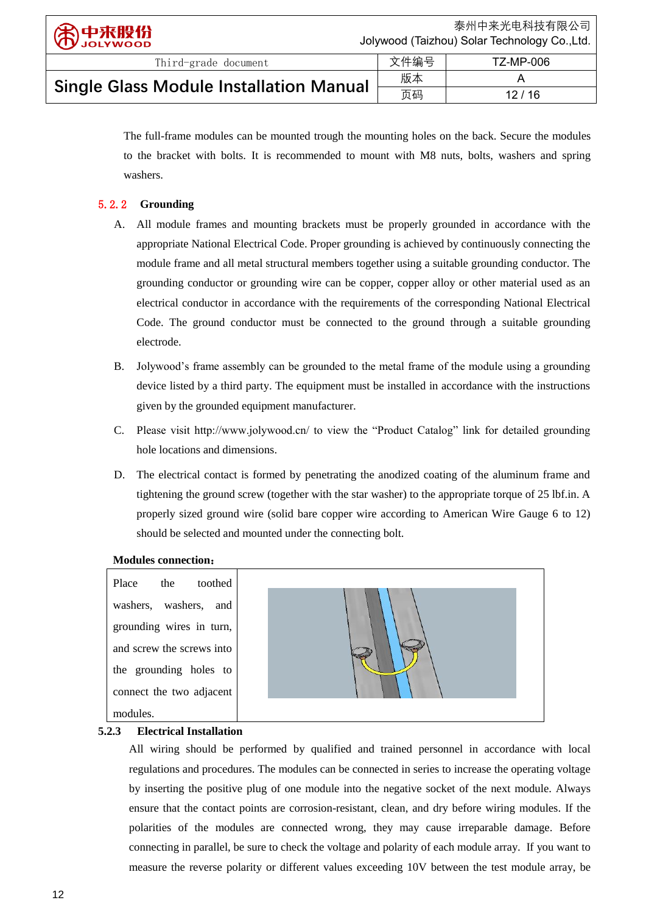The full-frame modules can be mounted trough the mounting holes on the back. Secure the modules to the bracket with bolts. It is recommended to mount with M8 nuts, bolts, washers and spring washers.

### 5.2.2 Grounding

A. All module frames and mounting brackets must be properly grounded in accordance with the appropriate National Electrical Code. Proper grounding is achieved by continuously connecting the module frame and all metal structural members together using a suitable grounding conductor. The grounding conductor or grounding wire can be copper, copper alloy or other material used as an electrical conductor in accordance with the requirements of the corresponding National Electrical Code. The ground conductor must be connected to the ground through a suitable grounding electrode.

B. Jolywood's frame assembly can be grounded to the metal frame of the module using a grounding device listed by a third party. The equipment must be installed in accordance with the instructions given by the grounded equipment manufacturer.

C. Please visit http://www.jolywood.cn/ to view the "Product Catalog" link for detailed grounding hole locations and dimensions.

D. The electrical contact is formed by penetrating the anodized coating of the aluminum frame and tightening the ground screw (together with the star washer) to the appropriate torque of 25 lbf.in. A properly sized ground wire (solid bare copper wire according to American Wire Gauge 6 to 12) should be selected and mounted under the connecting bolt.

**Modules connection：**

| Place the toothed washers, washers, and grounding wires in turn, and screw the screws into the grounding holes to connect the two adjacent modules. | |
|---|---|

### 5.2.3 Electrical Installation

All wiring should be performed by qualified and trained personnel in accordance with local regulations and procedures. The modules can be connected in series to increase the operating voltage by inserting the positive plug of one module into the negative socket of the next module. Always ensure that the contact points are corrosion-resistant, clean, and dry before wiring modules. If the polarities of the modules are connected wrong, they may cause irreparable damage. Before connecting in parallel, be sure to check the voltage and polarity of each module array. If you want to measure the reverse polarity or different values exceeding 10V between the test module array, be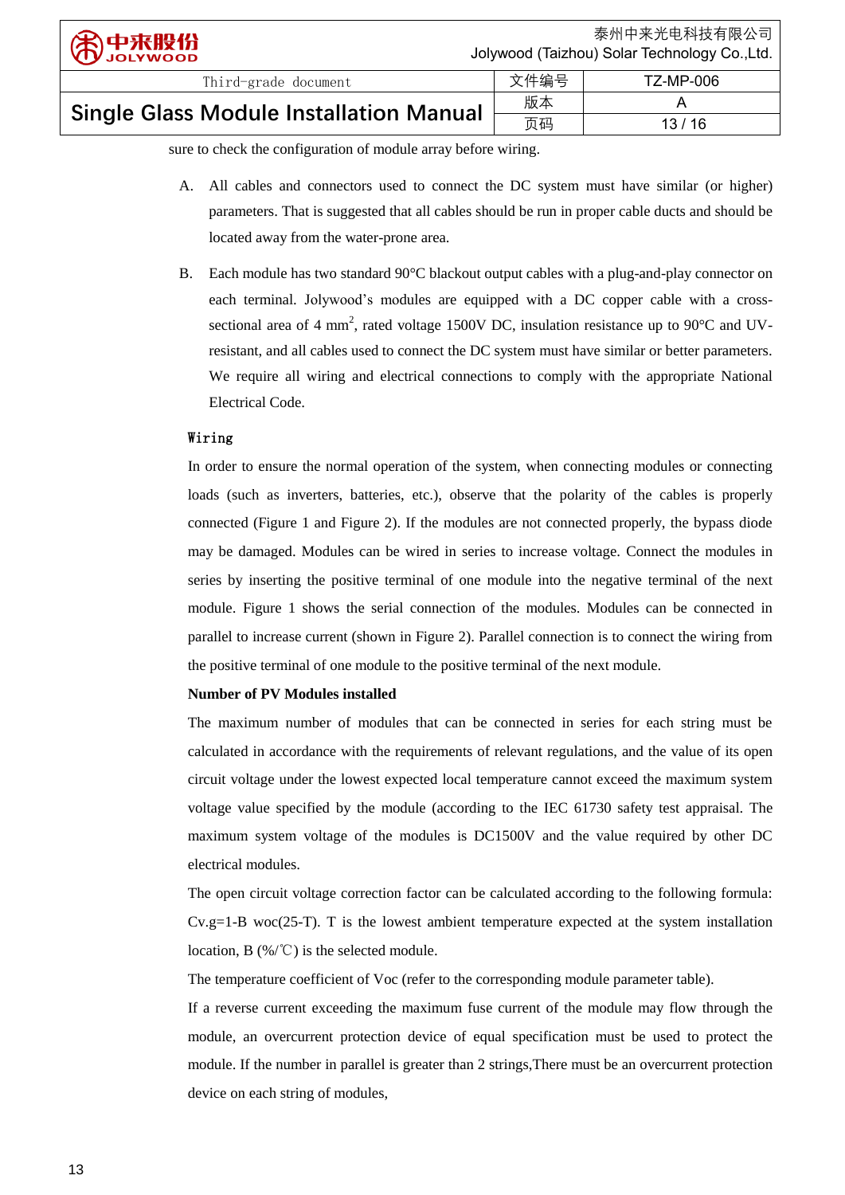sure to check the configuration of module array before wiring.

A. All cables and connectors used to connect the DC system must have similar (or higher) parameters. That is suggested that all cables should be run in proper cable ducts and should be located away from the water-prone area.

B. Each module has two standard 90°C blackout output cables with a plug-and-play connector on each terminal. Jolywood's modules are equipped with a DC copper cable with a cross-sectional area of 4 $mm^2$, rated voltage 1500V DC, insulation resistance up to 90°C and UV-resistant, and all cables used to connect the DC system must have similar or better parameters. We require all wiring and electrical connections to comply with the appropriate National Electrical Code.

**Wiring**

In order to ensure the normal operation of the system, when connecting modules or connecting loads (such as inverters, batteries, etc.), observe that the polarity of the cables is properly connected (Figure 1 and Figure 2). If the modules are not connected properly, the bypass diode may be damaged. Modules can be wired in series to increase voltage. Connect the modules in series by inserting the positive terminal of one module into the negative terminal of the next module. Figure 1 shows the serial connection of the modules. Modules can be connected in parallel to increase current (shown in Figure 2). Parallel connection is to connect the wiring from the positive terminal of one module to the positive terminal of the next module.

**Number of PV Modules installed**

The maximum number of modules that can be connected in series for each string must be calculated in accordance with the requirements of relevant regulations, and the value of its open circuit voltage under the lowest expected local temperature cannot exceed the maximum system voltage value specified by the module (according to the IEC 61730 safety test appraisal. The maximum system voltage of the modules is DC1500V and the value required by other DC electrical modules.

The open circuit voltage correction factor can be calculated according to the following formula: Cv.g=1-B woc(25-T). T is the lowest ambient temperature expected at the system installation location, B (%/℃) is the selected module.

The temperature coefficient of Voc (refer to the corresponding module parameter table).

If a reverse current exceeding the maximum fuse current of the module may flow through the module, an overcurrent protection device of equal specification must be used to protect the module. If the number in parallel is greater than 2 strings,There must be an overcurrent protection device on each string of modules,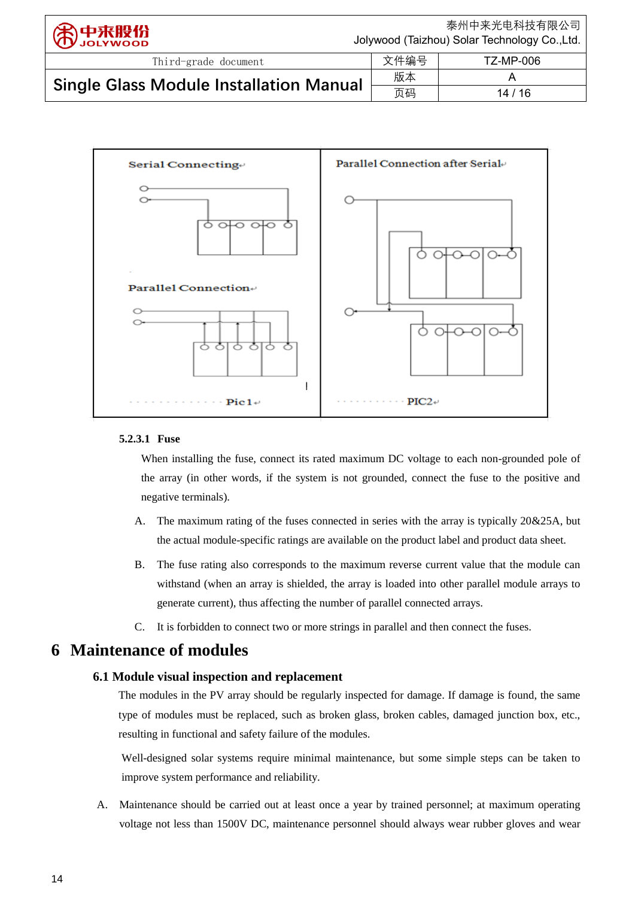Serial Connecting

Parallel Connection

Pic1

Parallel Connection after Serial

PIC2

#### 5.2.3.1 Fuse

When installing the fuse, connect its rated maximum DC voltage to each non-grounded pole of the array (in other words, if the system is not grounded, connect the fuse to the positive and negative terminals).

A. The maximum rating of the fuses connected in series with the array is typically 20&25A, but the actual module-specific ratings are available on the product label and product data sheet.

B. The fuse rating also corresponds to the maximum reverse current value that the module can withstand (when an array is shielded, the array is loaded into other parallel module arrays to generate current), thus affecting the number of parallel connected arrays.

C. It is forbidden to connect two or more strings in parallel and then connect the fuses.

# 6 Maintenance of modules

## 6.1 Module visual inspection and replacement

The modules in the PV array should be regularly inspected for damage. If damage is found, the same type of modules must be replaced, such as broken glass, broken cables, damaged junction box, etc., resulting in functional and safety failure of the modules.

Well-designed solar systems require minimal maintenance, but some simple steps can be taken to improve system performance and reliability.

A. Maintenance should be carried out at least once a year by trained personnel; at maximum operating voltage not less than 1500V DC, maintenance personnel should always wear rubber gloves and wear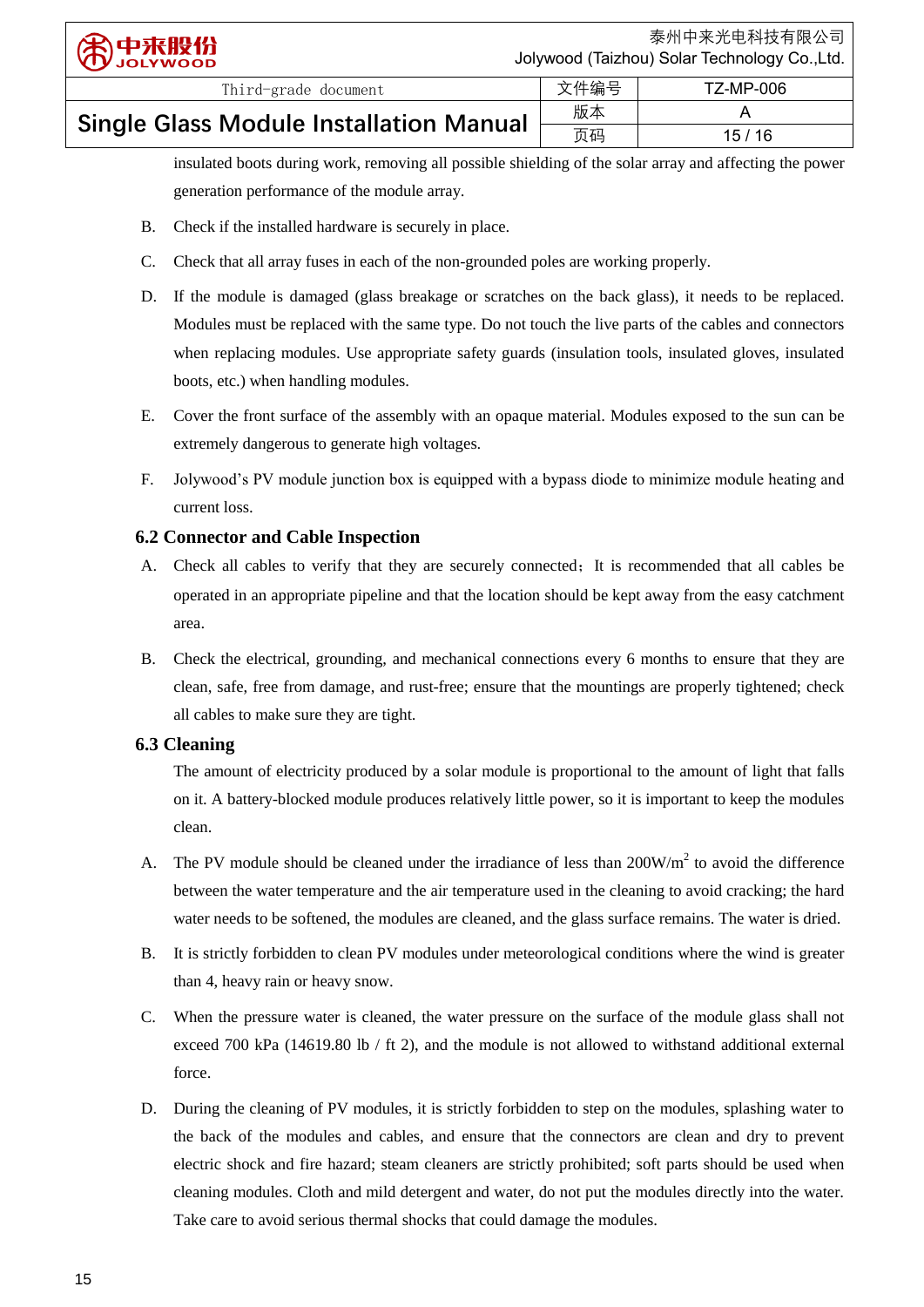insulated boots during work, removing all possible shielding of the solar array and affecting the power generation performance of the module array.

B. Check if the installed hardware is securely in place.

C. Check that all array fuses in each of the non-grounded poles are working properly.

D. If the module is damaged (glass breakage or scratches on the back glass), it needs to be replaced. Modules must be replaced with the same type. Do not touch the live parts of the cables and connectors when replacing modules. Use appropriate safety guards (insulation tools, insulated gloves, insulated boots, etc.) when handling modules.

E. Cover the front surface of the assembly with an opaque material. Modules exposed to the sun can be extremely dangerous to generate high voltages.

F. Jolywood's PV module junction box is equipped with a bypass diode to minimize module heating and current loss.

### 6.2 Connector and Cable Inspection

A. Check all cables to verify that they are securely connected；It is recommended that all cables be operated in an appropriate pipeline and that the location should be kept away from the easy catchment area.

B. Check the electrical, grounding, and mechanical connections every 6 months to ensure that they are clean, safe, free from damage, and rust-free; ensure that the mountings are properly tightened; check all cables to make sure they are tight.

### 6.3 Cleaning

The amount of electricity produced by a solar module is proportional to the amount of light that falls on it. A battery-blocked module produces relatively little power, so it is important to keep the modules clean.

A. The PV module should be cleaned under the irradiance of less than 200W/$m^2$ to avoid the difference between the water temperature and the air temperature used in the cleaning to avoid cracking; the hard water needs to be softened, the modules are cleaned, and the glass surface remains. The water is dried.

B. It is strictly forbidden to clean PV modules under meteorological conditions where the wind is greater than 4, heavy rain or heavy snow.

C. When the pressure water is cleaned, the water pressure on the surface of the module glass shall not exceed 700 kPa (14619.80 lb / ft 2), and the module is not allowed to withstand additional external force.

D. During the cleaning of PV modules, it is strictly forbidden to step on the modules, splashing water to the back of the modules and cables, and ensure that the connectors are clean and dry to prevent electric shock and fire hazard; steam cleaners are strictly prohibited; soft parts should be used when cleaning modules. Cloth and mild detergent and water, do not put the modules directly into the water. Take care to avoid serious thermal shocks that could damage the modules.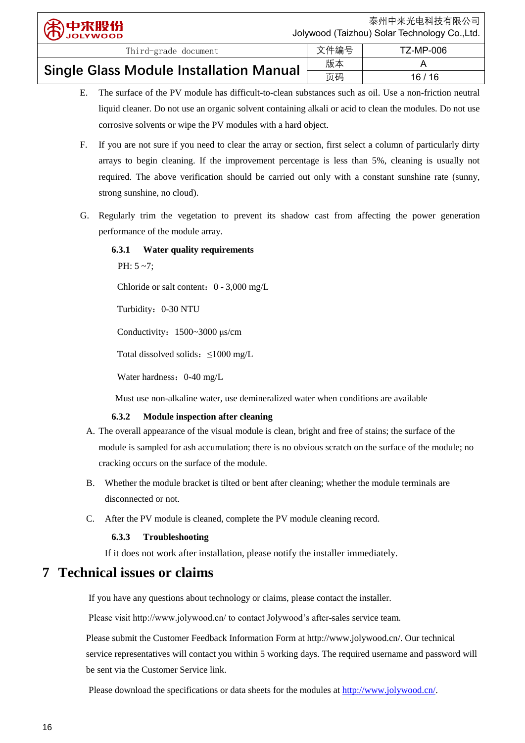E. The surface of the PV module has difficult-to-clean substances such as oil. Use a non-friction neutral liquid cleaner. Do not use an organic solvent containing alkali or acid to clean the modules. Do not use corrosive solvents or wipe the PV modules with a hard object.

F. If you are not sure if you need to clear the array or section, first select a column of particularly dirty arrays to begin cleaning. If the improvement percentage is less than 5%, cleaning is usually not required. The above verification should be carried out only with a constant sunshine rate (sunny, strong sunshine, no cloud).

G. Regularly trim the vegetation to prevent its shadow cast from affecting the power generation performance of the module array.

#### 6.3.1 Water quality requirements

PH: 5 ~7;

Chloride or salt content：0 - 3,000 mg/L

Turbidity：0-30 NTU

Conductivity：1500~3000 μs/cm

Total dissolved solids：≤1000 mg/L

Water hardness：0-40 mg/L

Must use non-alkaline water, use demineralized water when conditions are available

#### 6.3.2 Module inspection after cleaning

A. The overall appearance of the visual module is clean, bright and free of stains; the surface of the module is sampled for ash accumulation; there is no obvious scratch on the surface of the module; no cracking occurs on the surface of the module.

B. Whether the module bracket is tilted or bent after cleaning; whether the module terminals are disconnected or not.

C. After the PV module is cleaned, complete the PV module cleaning record.

#### 6.3.3 Troubleshooting

If it does not work after installation, please notify the installer immediately.

# 7 Technical issues or claims

If you have any questions about technology or claims, please contact the installer.

Please visit http://www.jolywood.cn/ to contact Jolywood's after-sales service team.

Please submit the Customer Feedback Information Form at http://www.jolywood.cn/. Our technical service representatives will contact you within 5 working days. The required username and password will be sent via the Customer Service link.

Please download the specifications or data sheets for the modules at http://www.jolywood.cn/.